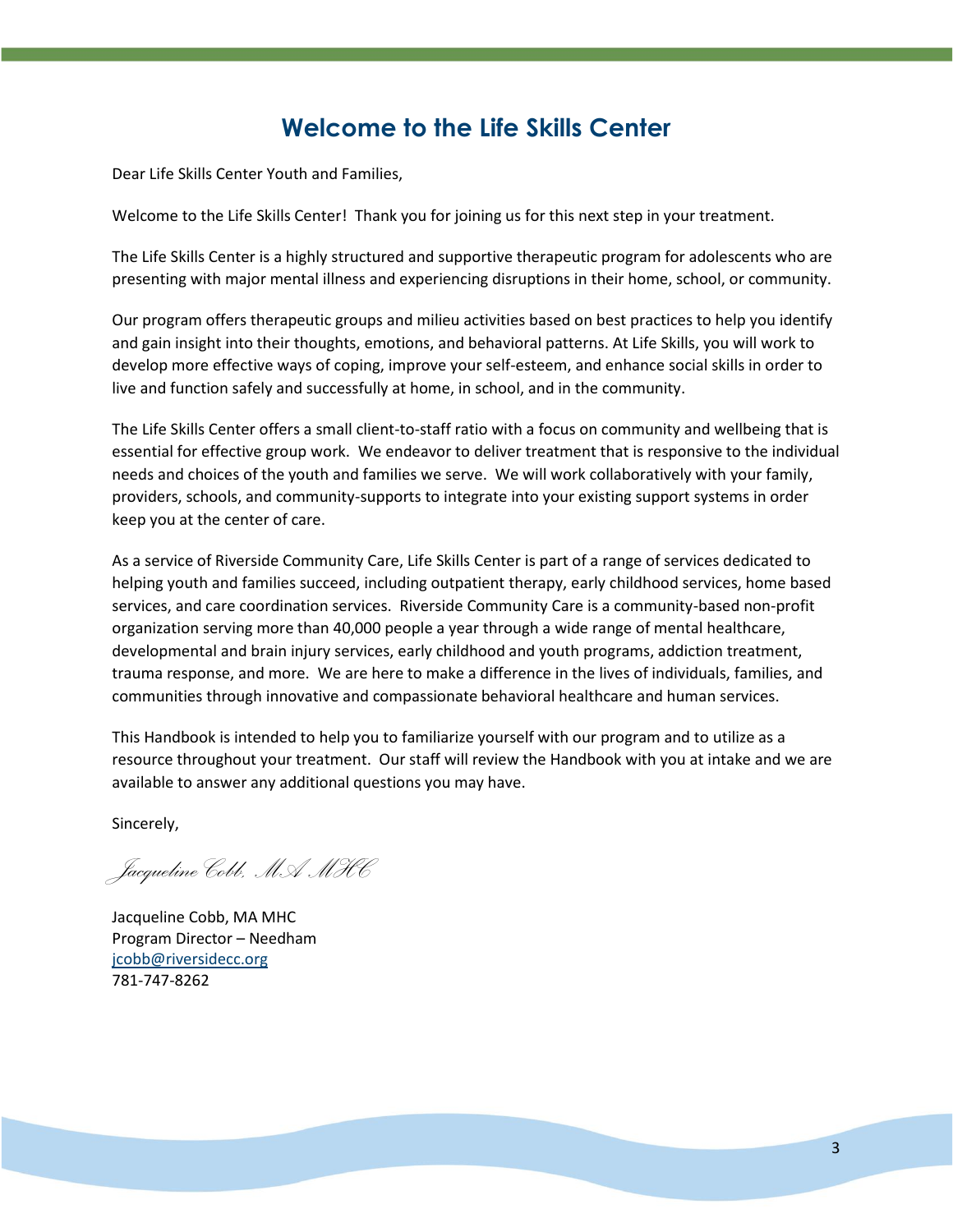# Welcome to the Life Skills Center

Dear Life Skills Center Youth and Families,

Welcome to the Life Skills Center! Thank you for joining us for this next step in your treatment.

The Life Skills Center is a highly structured and supportive therapeutic program for adolescents who are presenting with major mental illness and experiencing disruptions in their home, school, or community.

Our program offers therapeutic groups and milieu activities based on best practices to help you identify and gain insight into their thoughts, emotions, and behavioral patterns. At Life Skills, you will work to develop more effective ways of coping, improve your self-esteem, and enhance social skills in order to live and function safely and successfully at home, in school, and in the community.

The Life Skills Center offers a small client-to-staff ratio with a focus on community and wellbeing that is essential for effective group work. We endeavor to deliver treatment that is responsive to the individual needs and choices of the youth and families we serve. We will work collaboratively with your family, providers, schools, and community-supports to integrate into your existing support systems in order keep you at the center of care.

As a service of Riverside Community Care, Life Skills Center is part of a range of services dedicated to helping youth and families succeed, including outpatient therapy, early childhood services, home based services, and care coordination services. Riverside Community Care is a community-based non-profit organization serving more than 40,000 people a year through a wide range of mental healthcare, developmental and brain injury services, early childhood and youth programs, addiction treatment, trauma response, and more. We are here to make a difference in the lives of individuals, families, and communities through innovative and compassionate behavioral healthcare and human services.

This Handbook is intended to help you to familiarize yourself with our program and to utilize as a resource throughout your treatment. Our staff will review the Handbook with you at intake and we are available to answer any additional questions you may have.

Sincerely,

*Jacqueline Cobb, MA MHC*

Jacqueline Cobb, MA MHC
Program Director – Needham
jcobb@riversidecc.org
781-747-8262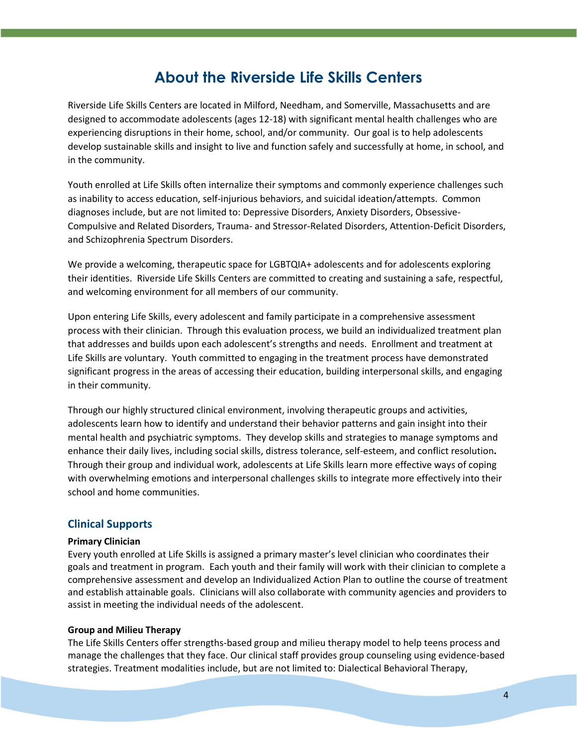# About the Riverside Life Skills Centers

Riverside Life Skills Centers are located in Milford, Needham, and Somerville, Massachusetts and are designed to accommodate adolescents (ages 12-18) with significant mental health challenges who are experiencing disruptions in their home, school, and/or community. Our goal is to help adolescents develop sustainable skills and insight to live and function safely and successfully at home, in school, and in the community.

Youth enrolled at Life Skills often internalize their symptoms and commonly experience challenges such as inability to access education, self-injurious behaviors, and suicidal ideation/attempts. Common diagnoses include, but are not limited to: Depressive Disorders, Anxiety Disorders, Obsessive-Compulsive and Related Disorders, Trauma- and Stressor-Related Disorders, Attention-Deficit Disorders, and Schizophrenia Spectrum Disorders.

We provide a welcoming, therapeutic space for LGBTQIA+ adolescents and for adolescents exploring their identities. Riverside Life Skills Centers are committed to creating and sustaining a safe, respectful, and welcoming environment for all members of our community.

Upon entering Life Skills, every adolescent and family participate in a comprehensive assessment process with their clinician. Through this evaluation process, we build an individualized treatment plan that addresses and builds upon each adolescent's strengths and needs. Enrollment and treatment at Life Skills are voluntary. Youth committed to engaging in the treatment process have demonstrated significant progress in the areas of accessing their education, building interpersonal skills, and engaging in their community.

Through our highly structured clinical environment, involving therapeutic groups and activities, adolescents learn how to identify and understand their behavior patterns and gain insight into their mental health and psychiatric symptoms. They develop skills and strategies to manage symptoms and enhance their daily lives, including social skills, distress tolerance, self-esteem, and conflict resolution**.** Through their group and individual work, adolescents at Life Skills learn more effective ways of coping with overwhelming emotions and interpersonal challenges skills to integrate more effectively into their school and home communities.

## Clinical Supports

**Primary Clinician**
Every youth enrolled at Life Skills is assigned a primary master's level clinician who coordinates their goals and treatment in program. Each youth and their family will work with their clinician to complete a comprehensive assessment and develop an Individualized Action Plan to outline the course of treatment and establish attainable goals. Clinicians will also collaborate with community agencies and providers to assist in meeting the individual needs of the adolescent.

**Group and Milieu Therapy**
The Life Skills Centers offer strengths-based group and milieu therapy model to help teens process and manage the challenges that they face. Our clinical staff provides group counseling using evidence-based strategies. Treatment modalities include, but are not limited to: Dialectical Behavioral Therapy,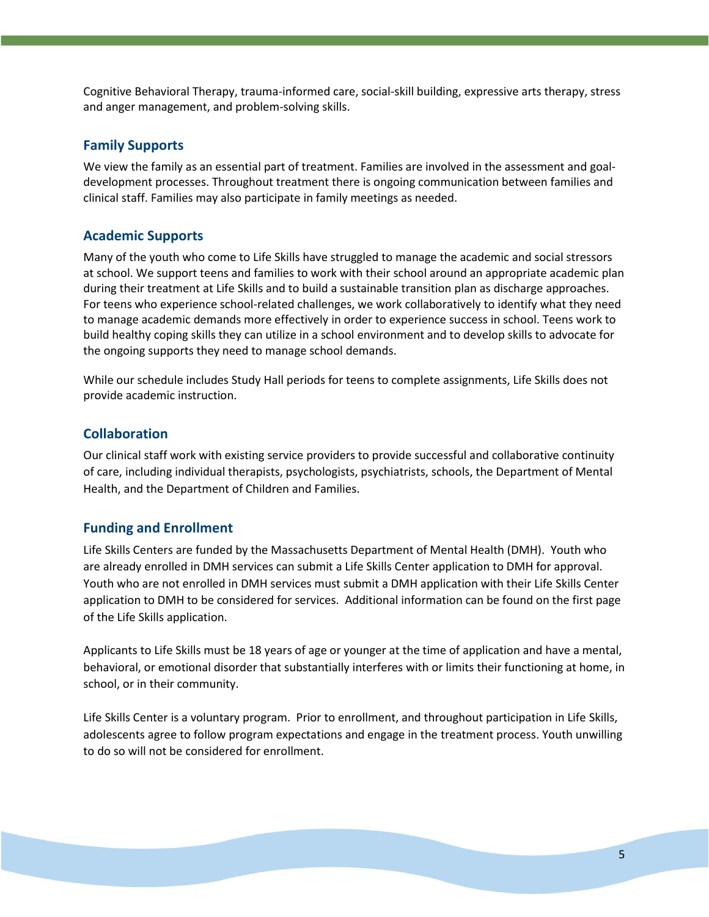Cognitive Behavioral Therapy, trauma-informed care, social-skill building, expressive arts therapy, stress and anger management, and problem-solving skills.

## Family Supports

We view the family as an essential part of treatment. Families are involved in the assessment and goal-development processes. Throughout treatment there is ongoing communication between families and clinical staff. Families may also participate in family meetings as needed.

## Academic Supports

Many of the youth who come to Life Skills have struggled to manage the academic and social stressors at school. We support teens and families to work with their school around an appropriate academic plan during their treatment at Life Skills and to build a sustainable transition plan as discharge approaches. For teens who experience school-related challenges, we work collaboratively to identify what they need to manage academic demands more effectively in order to experience success in school. Teens work to build healthy coping skills they can utilize in a school environment and to develop skills to advocate for the ongoing supports they need to manage school demands.

While our schedule includes Study Hall periods for teens to complete assignments, Life Skills does not provide academic instruction.

## Collaboration

Our clinical staff work with existing service providers to provide successful and collaborative continuity of care, including individual therapists, psychologists, psychiatrists, schools, the Department of Mental Health, and the Department of Children and Families.

## Funding and Enrollment

Life Skills Centers are funded by the Massachusetts Department of Mental Health (DMH). Youth who are already enrolled in DMH services can submit a Life Skills Center application to DMH for approval. Youth who are not enrolled in DMH services must submit a DMH application with their Life Skills Center application to DMH to be considered for services. Additional information can be found on the first page of the Life Skills application.

Applicants to Life Skills must be 18 years of age or younger at the time of application and have a mental, behavioral, or emotional disorder that substantially interferes with or limits their functioning at home, in school, or in their community.

Life Skills Center is a voluntary program. Prior to enrollment, and throughout participation in Life Skills, adolescents agree to follow program expectations and engage in the treatment process. Youth unwilling to do so will not be considered for enrollment.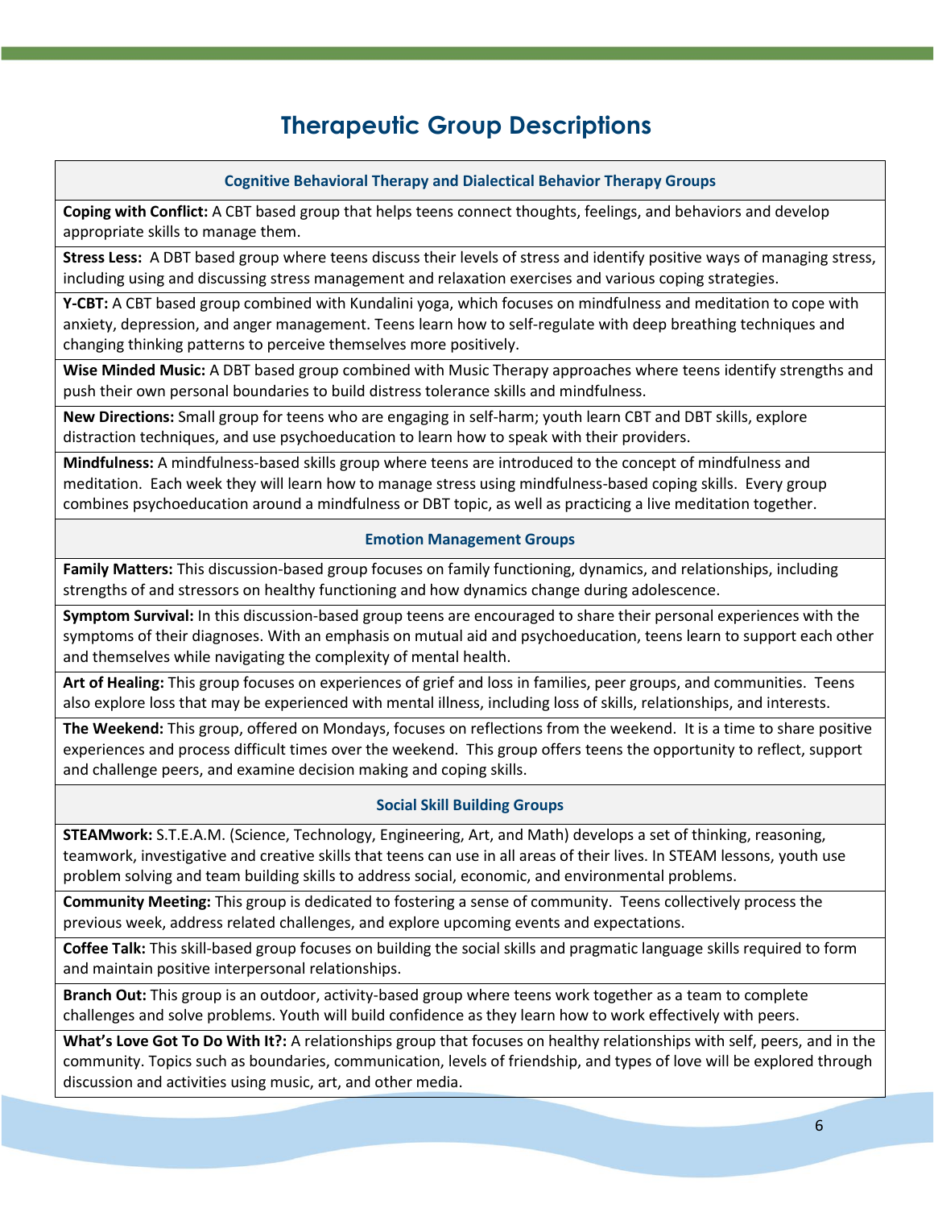# Therapeutic Group Descriptions

### Cognitive Behavioral Therapy and Dialectical Behavior Therapy Groups

**Coping with Conflict:** A CBT based group that helps teens connect thoughts, feelings, and behaviors and develop appropriate skills to manage them.

**Stress Less:** A DBT based group where teens discuss their levels of stress and identify positive ways of managing stress, including using and discussing stress management and relaxation exercises and various coping strategies.

**Y-CBT:** A CBT based group combined with Kundalini yoga, which focuses on mindfulness and meditation to cope with anxiety, depression, and anger management. Teens learn how to self-regulate with deep breathing techniques and changing thinking patterns to perceive themselves more positively.

**Wise Minded Music:** A DBT based group combined with Music Therapy approaches where teens identify strengths and push their own personal boundaries to build distress tolerance skills and mindfulness.

**New Directions:** Small group for teens who are engaging in self-harm; youth learn CBT and DBT skills, explore distraction techniques, and use psychoeducation to learn how to speak with their providers.

**Mindfulness:** A mindfulness-based skills group where teens are introduced to the concept of mindfulness and meditation. Each week they will learn how to manage stress using mindfulness-based coping skills. Every group combines psychoeducation around a mindfulness or DBT topic, as well as practicing a live meditation together.

### Emotion Management Groups

**Family Matters:** This discussion-based group focuses on family functioning, dynamics, and relationships, including strengths of and stressors on healthy functioning and how dynamics change during adolescence.

**Symptom Survival:** In this discussion-based group teens are encouraged to share their personal experiences with the symptoms of their diagnoses. With an emphasis on mutual aid and psychoeducation, teens learn to support each other and themselves while navigating the complexity of mental health.

**Art of Healing:** This group focuses on experiences of grief and loss in families, peer groups, and communities. Teens also explore loss that may be experienced with mental illness, including loss of skills, relationships, and interests.

**The Weekend:** This group, offered on Mondays, focuses on reflections from the weekend. It is a time to share positive experiences and process difficult times over the weekend. This group offers teens the opportunity to reflect, support and challenge peers, and examine decision making and coping skills.

### Social Skill Building Groups

**STEAMwork:** S.T.E.A.M. (Science, Technology, Engineering, Art, and Math) develops a set of thinking, reasoning, teamwork, investigative and creative skills that teens can use in all areas of their lives. In STEAM lessons, youth use problem solving and team building skills to address social, economic, and environmental problems.

**Community Meeting:** This group is dedicated to fostering a sense of community. Teens collectively process the previous week, address related challenges, and explore upcoming events and expectations.

**Coffee Talk:** This skill-based group focuses on building the social skills and pragmatic language skills required to form and maintain positive interpersonal relationships.

**Branch Out:** This group is an outdoor, activity-based group where teens work together as a team to complete challenges and solve problems. Youth will build confidence as they learn how to work effectively with peers.

**What's Love Got To Do With It?:** A relationships group that focuses on healthy relationships with self, peers, and in the community. Topics such as boundaries, communication, levels of friendship, and types of love will be explored through discussion and activities using music, art, and other media.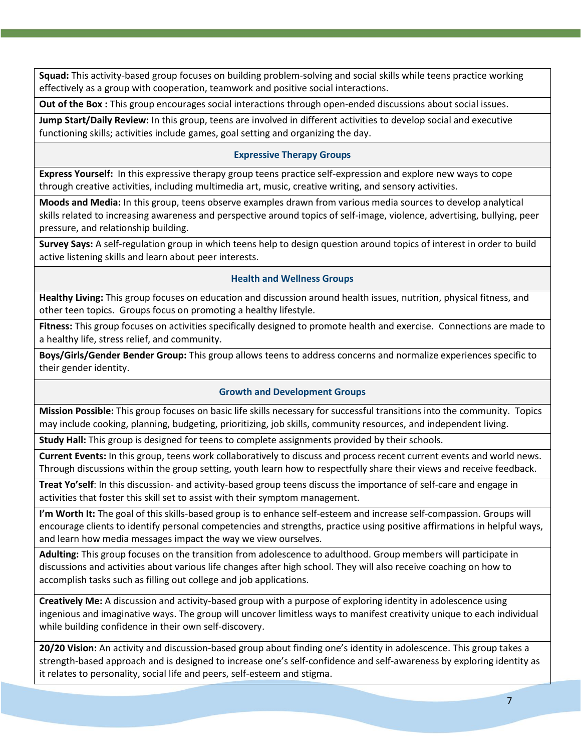| |
|---|
| **Squad:** This activity-based group focuses on building problem-solving and social skills while teens practice working effectively as a group with cooperation, teamwork and positive social interactions. |
| **Out of the Box :** This group encourages social interactions through open-ended discussions about social issues. |
| **Jump Start/Daily Review:** In this group, teens are involved in different activities to develop social and executive functioning skills; activities include games, goal setting and organizing the day. |
| **Expressive Therapy Groups** |
| **Express Yourself:** In this expressive therapy group teens practice self-expression and explore new ways to cope through creative activities, including multimedia art, music, creative writing, and sensory activities. |
| **Moods and Media:** In this group, teens observe examples drawn from various media sources to develop analytical skills related to increasing awareness and perspective around topics of self-image, violence, advertising, bullying, peer pressure, and relationship building. |
| **Survey Says:** A self-regulation group in which teens help to design question around topics of interest in order to build active listening skills and learn about peer interests. |
| **Health and Wellness Groups** |
| **Healthy Living:** This group focuses on education and discussion around health issues, nutrition, physical fitness, and other teen topics. Groups focus on promoting a healthy lifestyle. |
| **Fitness:** This group focuses on activities specifically designed to promote health and exercise. Connections are made to a healthy life, stress relief, and community. |
| **Boys/Girls/Gender Bender Group:** This group allows teens to address concerns and normalize experiences specific to their gender identity. |
| **Growth and Development Groups** |
| **Mission Possible:** This group focuses on basic life skills necessary for successful transitions into the community. Topics may include cooking, planning, budgeting, prioritizing, job skills, community resources, and independent living. |
| **Study Hall:** This group is designed for teens to complete assignments provided by their schools. |
| **Current Events:** In this group, teens work collaboratively to discuss and process recent current events and world news. Through discussions within the group setting, youth learn how to respectfully share their views and receive feedback. |
| **Treat Yo'self**: In this discussion- and activity-based group teens discuss the importance of self-care and engage in activities that foster this skill set to assist with their symptom management. |
| **I'm Worth It:** The goal of this skills-based group is to enhance self-esteem and increase self-compassion. Groups will encourage clients to identify personal competencies and strengths, practice using positive affirmations in helpful ways, and learn how media messages impact the way we view ourselves. |
| **Adulting:** This group focuses on the transition from adolescence to adulthood. Group members will participate in discussions and activities about various life changes after high school. They will also receive coaching on how to accomplish tasks such as filling out college and job applications. |
| **Creatively Me:** A discussion and activity-based group with a purpose of exploring identity in adolescence using ingenious and imaginative ways. The group will uncover limitless ways to manifest creativity unique to each individual while building confidence in their own self-discovery. |
| **20/20 Vision:** An activity and discussion-based group about finding one's identity in adolescence. This group takes a strength-based approach and is designed to increase one's self-confidence and self-awareness by exploring identity as it relates to personality, social life and peers, self-esteem and stigma. |